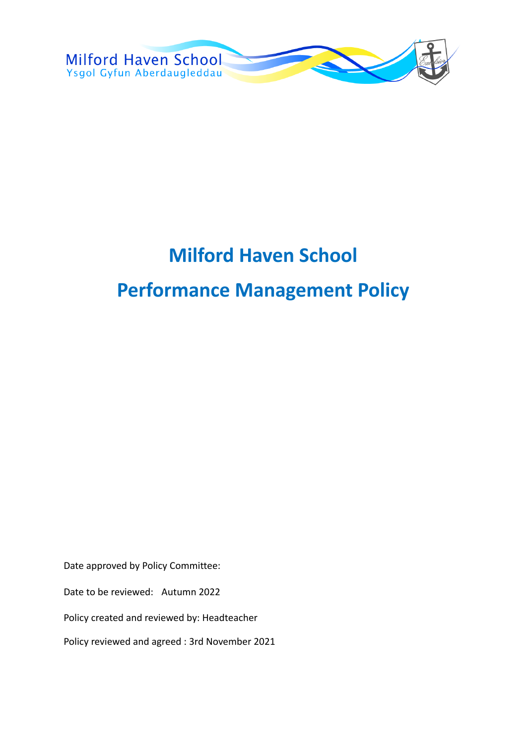Milford Haven School
Ysgol Gyfun Aberdaugleddau

# Milford Haven School

# Performance Management Policy

Date approved by Policy Committee:

Date to be reviewed: Autumn 2022

Policy created and reviewed by: Headteacher

Policy reviewed and agreed : 3rd November 2021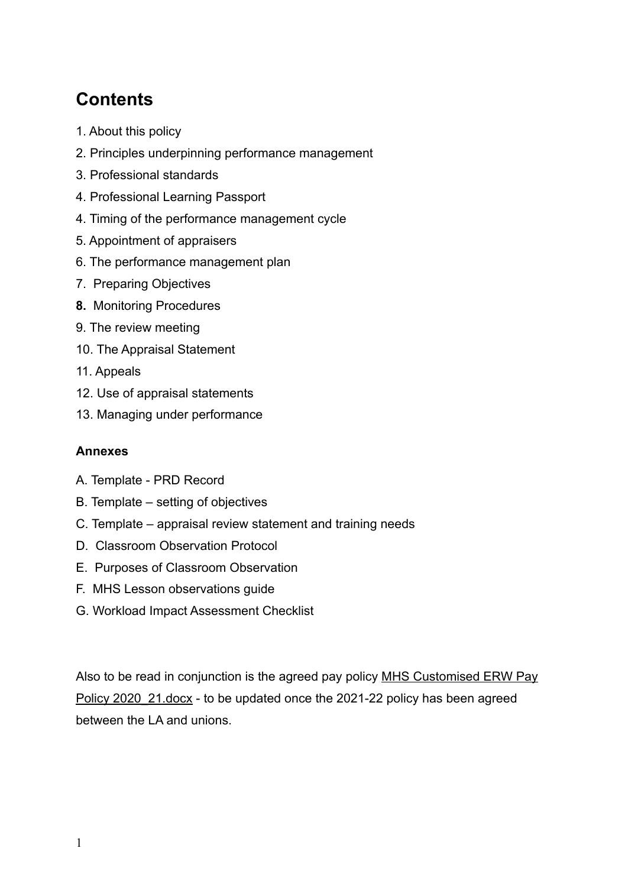# Contents

1. About this policy
2. Principles underpinning performance management
3. Professional standards
4. Professional Learning Passport
4. Timing of the performance management cycle
5. Appointment of appraisers
6. The performance management plan
7. Preparing Objectives
**8.** Monitoring Procedures
9. The review meeting
10. The Appraisal Statement
11. Appeals
12. Use of appraisal statements
13. Managing under performance

**Annexes**

A. Template - PRD Record
B. Template – setting of objectives
C. Template – appraisal review statement and training needs
D. Classroom Observation Protocol
E. Purposes of Classroom Observation
F. MHS Lesson observations guide
G. Workload Impact Assessment Checklist

Also to be read in conjunction is the agreed pay policy MHS Customised ERW Pay Policy 2020_21.docx - to be updated once the 2021-22 policy has been agreed between the LA and unions.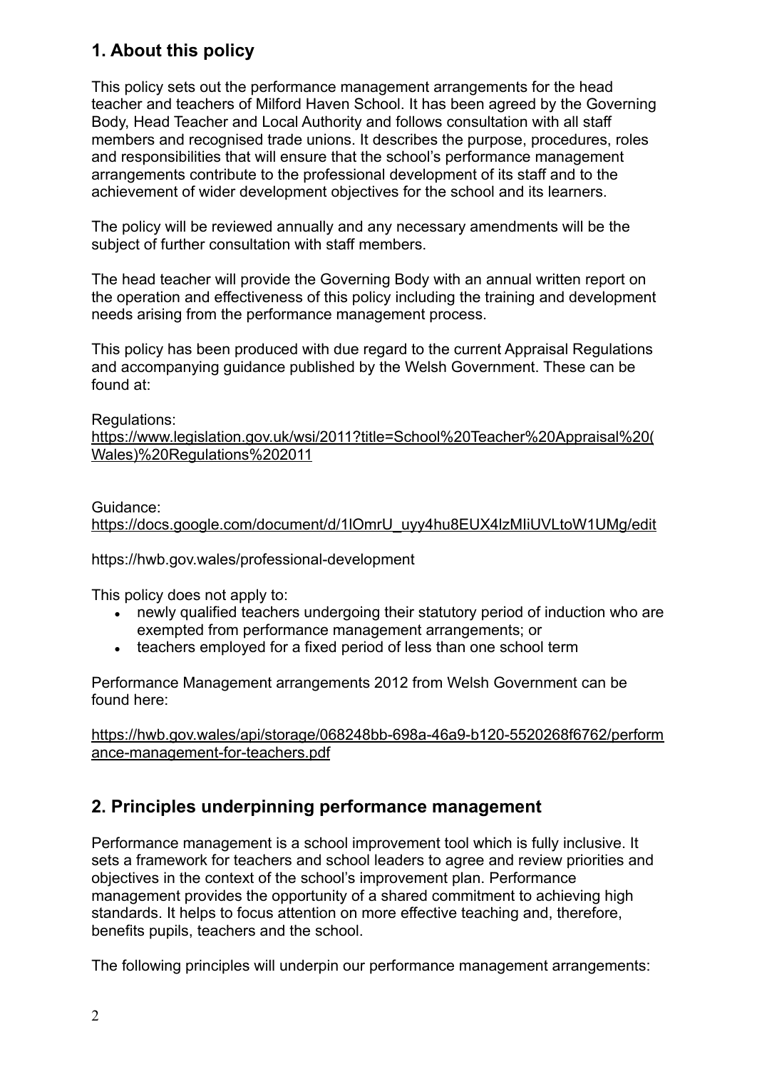## 1. About this policy

This policy sets out the performance management arrangements for the head teacher and teachers of Milford Haven School. It has been agreed by the Governing Body, Head Teacher and Local Authority and follows consultation with all staff members and recognised trade unions. It describes the purpose, procedures, roles and responsibilities that will ensure that the school's performance management arrangements contribute to the professional development of its staff and to the achievement of wider development objectives for the school and its learners.

The policy will be reviewed annually and any necessary amendments will be the subject of further consultation with staff members.

The head teacher will provide the Governing Body with an annual written report on the operation and effectiveness of this policy including the training and development needs arising from the performance management process.

This policy has been produced with due regard to the current Appraisal Regulations and accompanying guidance published by the Welsh Government. These can be found at:

Regulations:
https://www.legislation.gov.uk/wsi/2011?title=School%20Teacher%20Appraisal%20(Wales)%20Regulations%202011

Guidance:
https://docs.google.com/document/d/1IOmrU_uyy4hu8EUX4lzMIiUVLtoW1UMg/edit

https://hwb.gov.wales/professional-development

This policy does not apply to:

- newly qualified teachers undergoing their statutory period of induction who are exempted from performance management arrangements; or
- teachers employed for a fixed period of less than one school term

Performance Management arrangements 2012 from Welsh Government can be found here:

https://hwb.gov.wales/api/storage/068248bb-698a-46a9-b120-5520268f6762/performance-management-for-teachers.pdf

## 2. Principles underpinning performance management

Performance management is a school improvement tool which is fully inclusive. It sets a framework for teachers and school leaders to agree and review priorities and objectives in the context of the school's improvement plan. Performance management provides the opportunity of a shared commitment to achieving high standards. It helps to focus attention on more effective teaching and, therefore, benefits pupils, teachers and the school.

The following principles will underpin our performance management arrangements: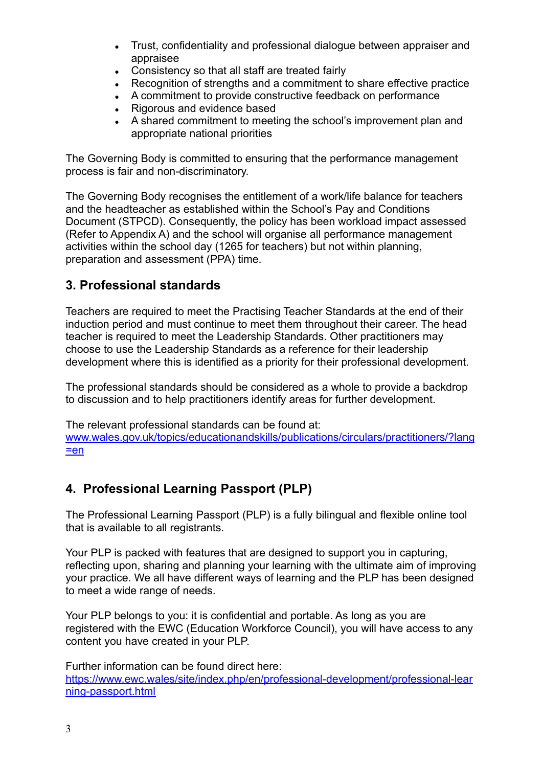- Trust, confidentiality and professional dialogue between appraiser and appraisee
- Consistency so that all staff are treated fairly
- Recognition of strengths and a commitment to share effective practice
- A commitment to provide constructive feedback on performance
- Rigorous and evidence based
- A shared commitment to meeting the school's improvement plan and appropriate national priorities

The Governing Body is committed to ensuring that the performance management process is fair and non-discriminatory.

The Governing Body recognises the entitlement of a work/life balance for teachers and the headteacher as established within the School's Pay and Conditions Document (STPCD). Consequently, the policy has been workload impact assessed (Refer to Appendix A) and the school will organise all performance management activities within the school day (1265 for teachers) but not within planning, preparation and assessment (PPA) time.

## 3. Professional standards

Teachers are required to meet the Practising Teacher Standards at the end of their induction period and must continue to meet them throughout their career. The head teacher is required to meet the Leadership Standards. Other practitioners may choose to use the Leadership Standards as a reference for their leadership development where this is identified as a priority for their professional development.

The professional standards should be considered as a whole to provide a backdrop to discussion and to help practitioners identify areas for further development.

The relevant professional standards can be found at:
[www.wales.gov.uk/topics/educationandskills/publications/circulars/practitioners/?lang=en](www.wales.gov.uk/topics/educationandskills/publications/circulars/practitioners/?lang=en)

## 4. Professional Learning Passport (PLP)

The Professional Learning Passport (PLP) is a fully bilingual and flexible online tool that is available to all registrants.

Your PLP is packed with features that are designed to support you in capturing, reflecting upon, sharing and planning your learning with the ultimate aim of improving your practice. We all have different ways of learning and the PLP has been designed to meet a wide range of needs.

Your PLP belongs to you: it is confidential and portable. As long as you are registered with the EWC (Education Workforce Council), you will have access to any content you have created in your PLP.

Further information can be found direct here:
[https://www.ewc.wales/site/index.php/en/professional-development/professional-learning-passport.html](https://www.ewc.wales/site/index.php/en/professional-development/professional-learning-passport.html)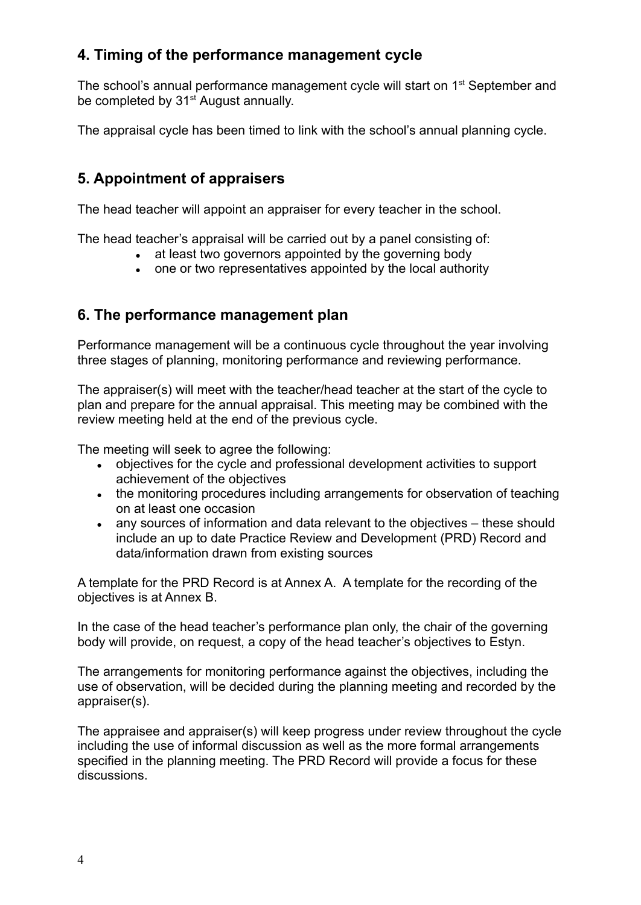## 4. Timing of the performance management cycle

The school's annual performance management cycle will start on 1st September and be completed by 31st August annually.

The appraisal cycle has been timed to link with the school's annual planning cycle.

## 5. Appointment of appraisers

The head teacher will appoint an appraiser for every teacher in the school.

The head teacher's appraisal will be carried out by a panel consisting of:

- at least two governors appointed by the governing body
- one or two representatives appointed by the local authority

## 6. The performance management plan

Performance management will be a continuous cycle throughout the year involving three stages of planning, monitoring performance and reviewing performance.

The appraiser(s) will meet with the teacher/head teacher at the start of the cycle to plan and prepare for the annual appraisal. This meeting may be combined with the review meeting held at the end of the previous cycle.

The meeting will seek to agree the following:

- objectives for the cycle and professional development activities to support achievement of the objectives
- the monitoring procedures including arrangements for observation of teaching on at least one occasion
- any sources of information and data relevant to the objectives – these should include an up to date Practice Review and Development (PRD) Record and data/information drawn from existing sources

A template for the PRD Record is at Annex A. A template for the recording of the objectives is at Annex B.

In the case of the head teacher's performance plan only, the chair of the governing body will provide, on request, a copy of the head teacher's objectives to Estyn.

The arrangements for monitoring performance against the objectives, including the use of observation, will be decided during the planning meeting and recorded by the appraiser(s).

The appraisee and appraiser(s) will keep progress under review throughout the cycle including the use of informal discussion as well as the more formal arrangements specified in the planning meeting. The PRD Record will provide a focus for these discussions.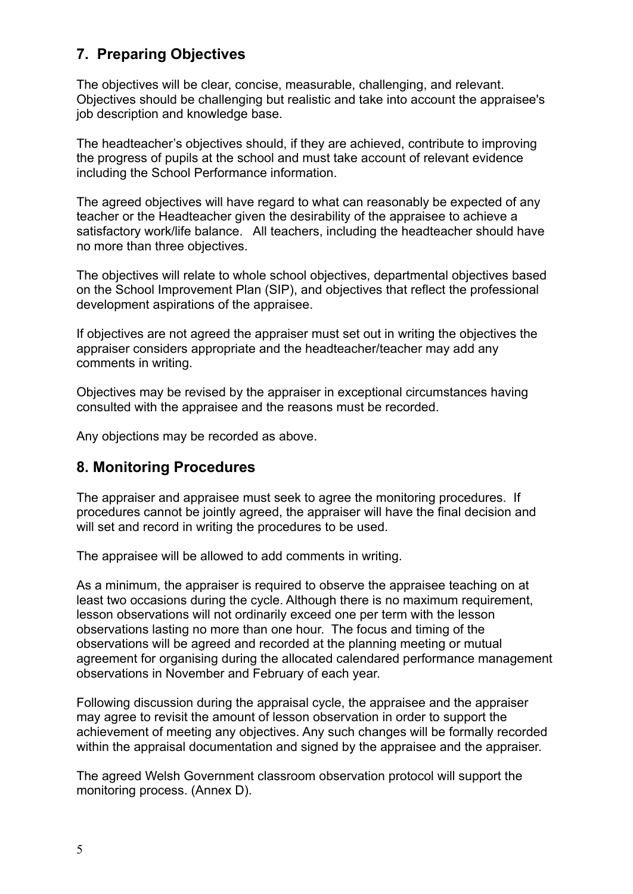## 7. Preparing Objectives

The objectives will be clear, concise, measurable, challenging, and relevant. Objectives should be challenging but realistic and take into account the appraisee's job description and knowledge base.

The headteacher's objectives should, if they are achieved, contribute to improving the progress of pupils at the school and must take account of relevant evidence including the School Performance information.

The agreed objectives will have regard to what can reasonably be expected of any teacher or the Headteacher given the desirability of the appraisee to achieve a satisfactory work/life balance. All teachers, including the headteacher should have no more than three objectives.

The objectives will relate to whole school objectives, departmental objectives based on the School Improvement Plan (SIP), and objectives that reflect the professional development aspirations of the appraisee.

If objectives are not agreed the appraiser must set out in writing the objectives the appraiser considers appropriate and the headteacher/teacher may add any comments in writing.

Objectives may be revised by the appraiser in exceptional circumstances having consulted with the appraisee and the reasons must be recorded.

Any objections may be recorded as above.

## 8. Monitoring Procedures

The appraiser and appraisee must seek to agree the monitoring procedures. If procedures cannot be jointly agreed, the appraiser will have the final decision and will set and record in writing the procedures to be used.

The appraisee will be allowed to add comments in writing.

As a minimum, the appraiser is required to observe the appraisee teaching on at least two occasions during the cycle. Although there is no maximum requirement, lesson observations will not ordinarily exceed one per term with the lesson observations lasting no more than one hour. The focus and timing of the observations will be agreed and recorded at the planning meeting or mutual agreement for organising during the allocated calendared performance management observations in November and February of each year.

Following discussion during the appraisal cycle, the appraisee and the appraiser may agree to revisit the amount of lesson observation in order to support the achievement of meeting any objectives. Any such changes will be formally recorded within the appraisal documentation and signed by the appraisee and the appraiser.

The agreed Welsh Government classroom observation protocol will support the monitoring process. (Annex D).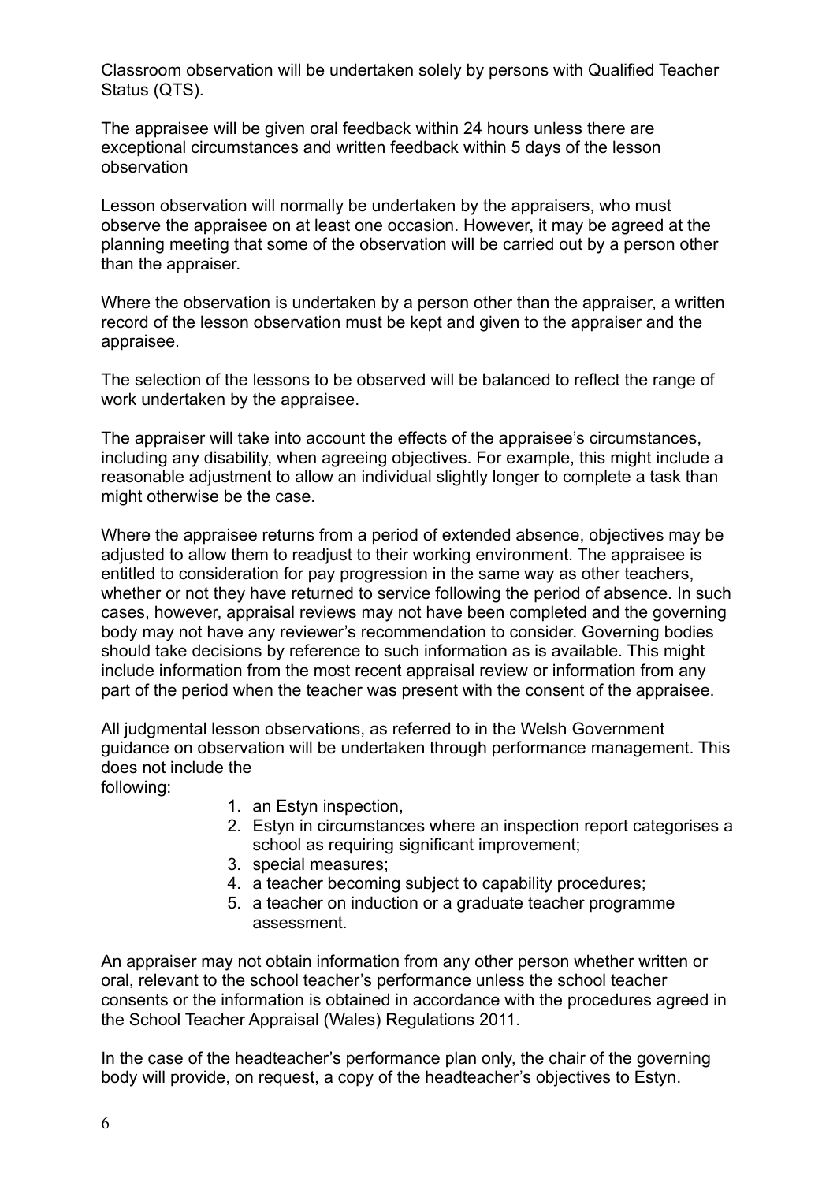Classroom observation will be undertaken solely by persons with Qualified Teacher Status (QTS).

The appraisee will be given oral feedback within 24 hours unless there are exceptional circumstances and written feedback within 5 days of the lesson observation

Lesson observation will normally be undertaken by the appraisers, who must observe the appraisee on at least one occasion. However, it may be agreed at the planning meeting that some of the observation will be carried out by a person other than the appraiser.

Where the observation is undertaken by a person other than the appraiser, a written record of the lesson observation must be kept and given to the appraiser and the appraisee.

The selection of the lessons to be observed will be balanced to reflect the range of work undertaken by the appraisee.

The appraiser will take into account the effects of the appraisee's circumstances, including any disability, when agreeing objectives. For example, this might include a reasonable adjustment to allow an individual slightly longer to complete a task than might otherwise be the case.

Where the appraisee returns from a period of extended absence, objectives may be adjusted to allow them to readjust to their working environment. The appraisee is entitled to consideration for pay progression in the same way as other teachers, whether or not they have returned to service following the period of absence. In such cases, however, appraisal reviews may not have been completed and the governing body may not have any reviewer's recommendation to consider. Governing bodies should take decisions by reference to such information as is available. This might include information from the most recent appraisal review or information from any part of the period when the teacher was present with the consent of the appraisee.

All judgmental lesson observations, as referred to in the Welsh Government guidance on observation will be undertaken through performance management. This does not include the following:

1. an Estyn inspection,
2. Estyn in circumstances where an inspection report categorises a school as requiring significant improvement;
3. special measures;
4. a teacher becoming subject to capability procedures;
5. a teacher on induction or a graduate teacher programme assessment.

An appraiser may not obtain information from any other person whether written or oral, relevant to the school teacher's performance unless the school teacher consents or the information is obtained in accordance with the procedures agreed in the School Teacher Appraisal (Wales) Regulations 2011.

In the case of the headteacher's performance plan only, the chair of the governing body will provide, on request, a copy of the headteacher's objectives to Estyn.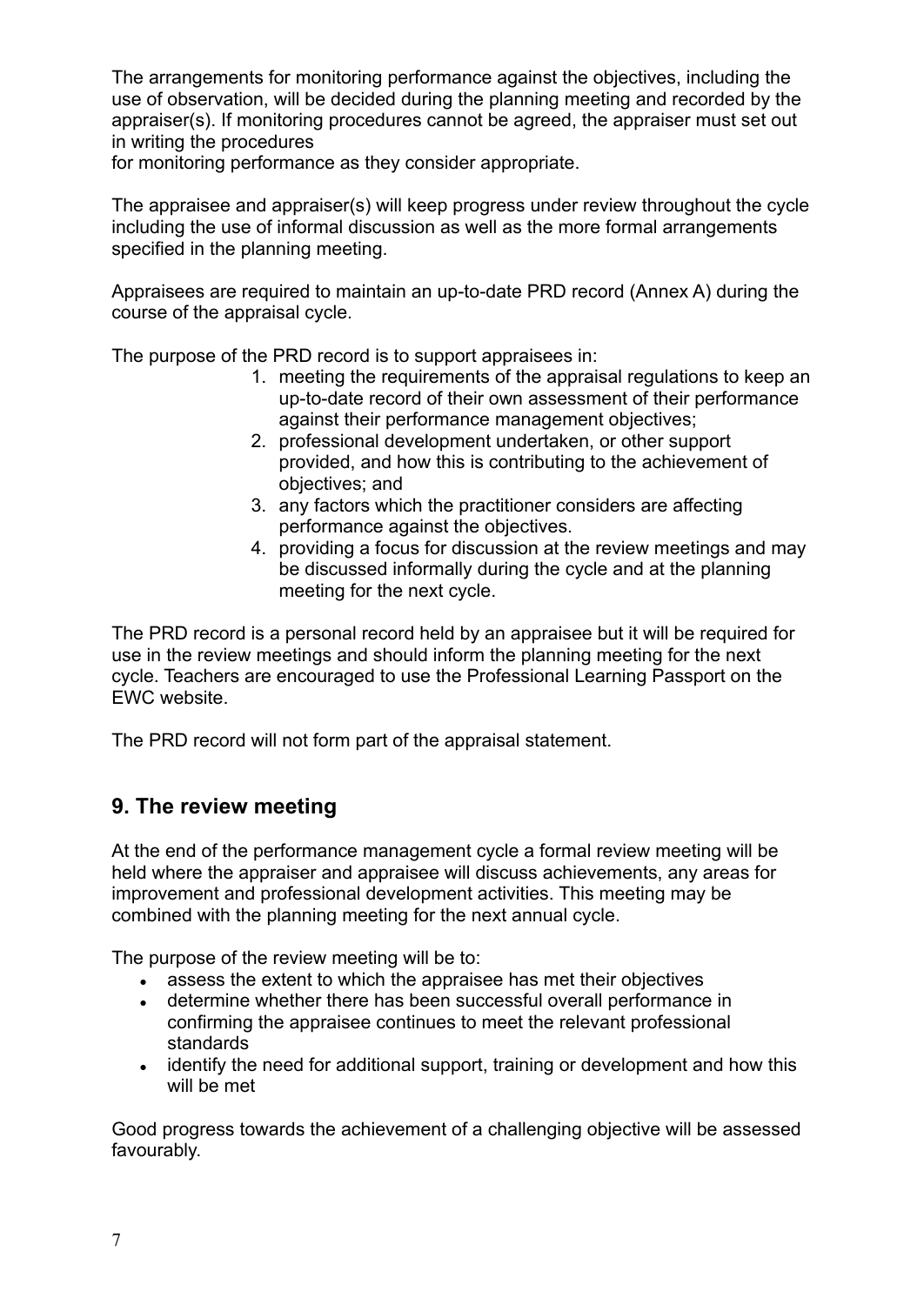The arrangements for monitoring performance against the objectives, including the use of observation, will be decided during the planning meeting and recorded by the appraiser(s). If monitoring procedures cannot be agreed, the appraiser must set out in writing the procedures
for monitoring performance as they consider appropriate.

The appraisee and appraiser(s) will keep progress under review throughout the cycle including the use of informal discussion as well as the more formal arrangements specified in the planning meeting.

Appraisees are required to maintain an up-to-date PRD record (Annex A) during the course of the appraisal cycle.

The purpose of the PRD record is to support appraisees in:

1. meeting the requirements of the appraisal regulations to keep an up-to-date record of their own assessment of their performance against their performance management objectives;
2. professional development undertaken, or other support provided, and how this is contributing to the achievement of objectives; and
3. any factors which the practitioner considers are affecting performance against the objectives.
4. providing a focus for discussion at the review meetings and may be discussed informally during the cycle and at the planning meeting for the next cycle.

The PRD record is a personal record held by an appraisee but it will be required for use in the review meetings and should inform the planning meeting for the next cycle. Teachers are encouraged to use the Professional Learning Passport on the EWC website.

The PRD record will not form part of the appraisal statement.

## 9. The review meeting

At the end of the performance management cycle a formal review meeting will be held where the appraiser and appraisee will discuss achievements, any areas for improvement and professional development activities. This meeting may be combined with the planning meeting for the next annual cycle.

The purpose of the review meeting will be to:

- assess the extent to which the appraisee has met their objectives
- determine whether there has been successful overall performance in confirming the appraisee continues to meet the relevant professional standards
- identify the need for additional support, training or development and how this will be met

Good progress towards the achievement of a challenging objective will be assessed favourably.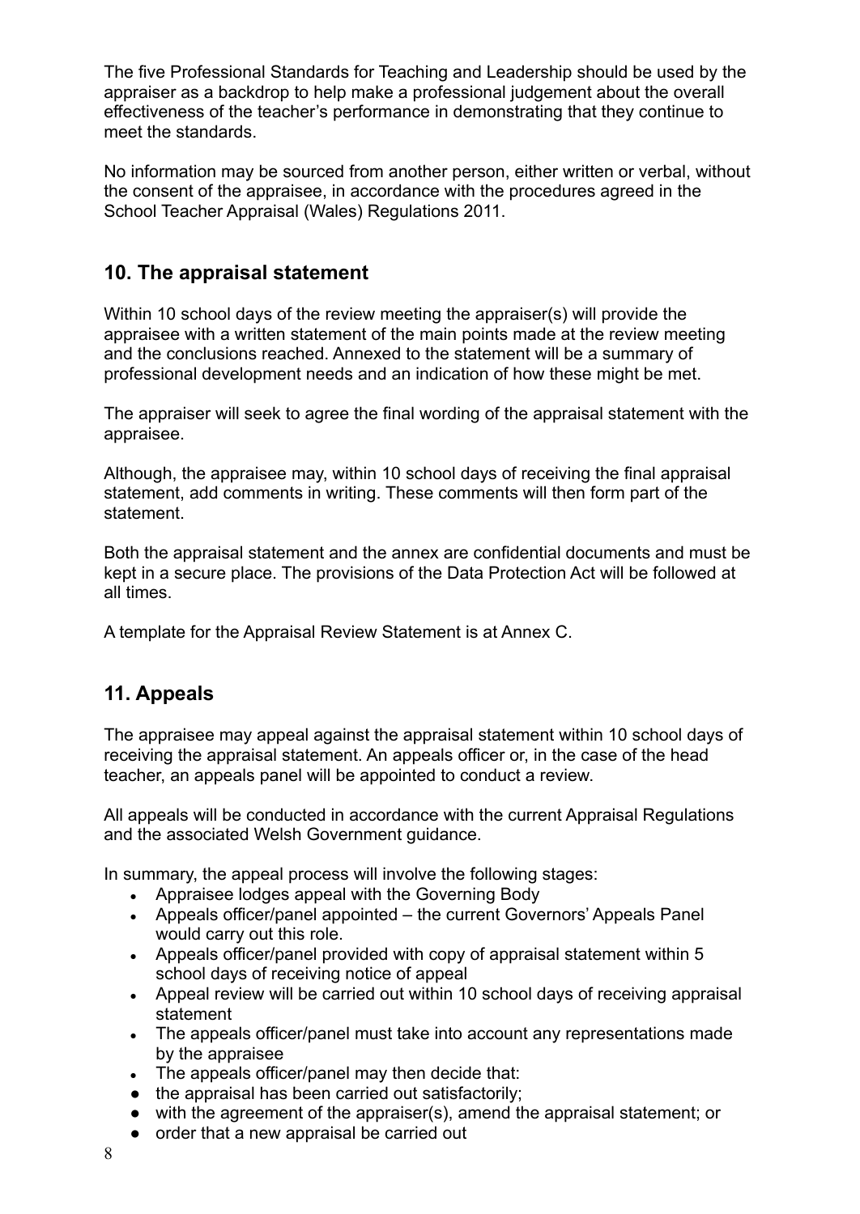The five Professional Standards for Teaching and Leadership should be used by the appraiser as a backdrop to help make a professional judgement about the overall effectiveness of the teacher's performance in demonstrating that they continue to meet the standards.

No information may be sourced from another person, either written or verbal, without the consent of the appraisee, in accordance with the procedures agreed in the School Teacher Appraisal (Wales) Regulations 2011.

## 10. The appraisal statement

Within 10 school days of the review meeting the appraiser(s) will provide the appraisee with a written statement of the main points made at the review meeting and the conclusions reached. Annexed to the statement will be a summary of professional development needs and an indication of how these might be met.

The appraiser will seek to agree the final wording of the appraisal statement with the appraisee.

Although, the appraisee may, within 10 school days of receiving the final appraisal statement, add comments in writing. These comments will then form part of the statement.

Both the appraisal statement and the annex are confidential documents and must be kept in a secure place. The provisions of the Data Protection Act will be followed at all times.

A template for the Appraisal Review Statement is at Annex C.

## 11. Appeals

The appraisee may appeal against the appraisal statement within 10 school days of receiving the appraisal statement. An appeals officer or, in the case of the head teacher, an appeals panel will be appointed to conduct a review.

All appeals will be conducted in accordance with the current Appraisal Regulations and the associated Welsh Government guidance.

In summary, the appeal process will involve the following stages:

- Appraisee lodges appeal with the Governing Body
- Appeals officer/panel appointed – the current Governors' Appeals Panel would carry out this role.
- Appeals officer/panel provided with copy of appraisal statement within 5 school days of receiving notice of appeal
- Appeal review will be carried out within 10 school days of receiving appraisal statement
- The appeals officer/panel must take into account any representations made by the appraisee
- The appeals officer/panel may then decide that:
- the appraisal has been carried out satisfactorily;
- with the agreement of the appraiser(s), amend the appraisal statement; or
- order that a new appraisal be carried out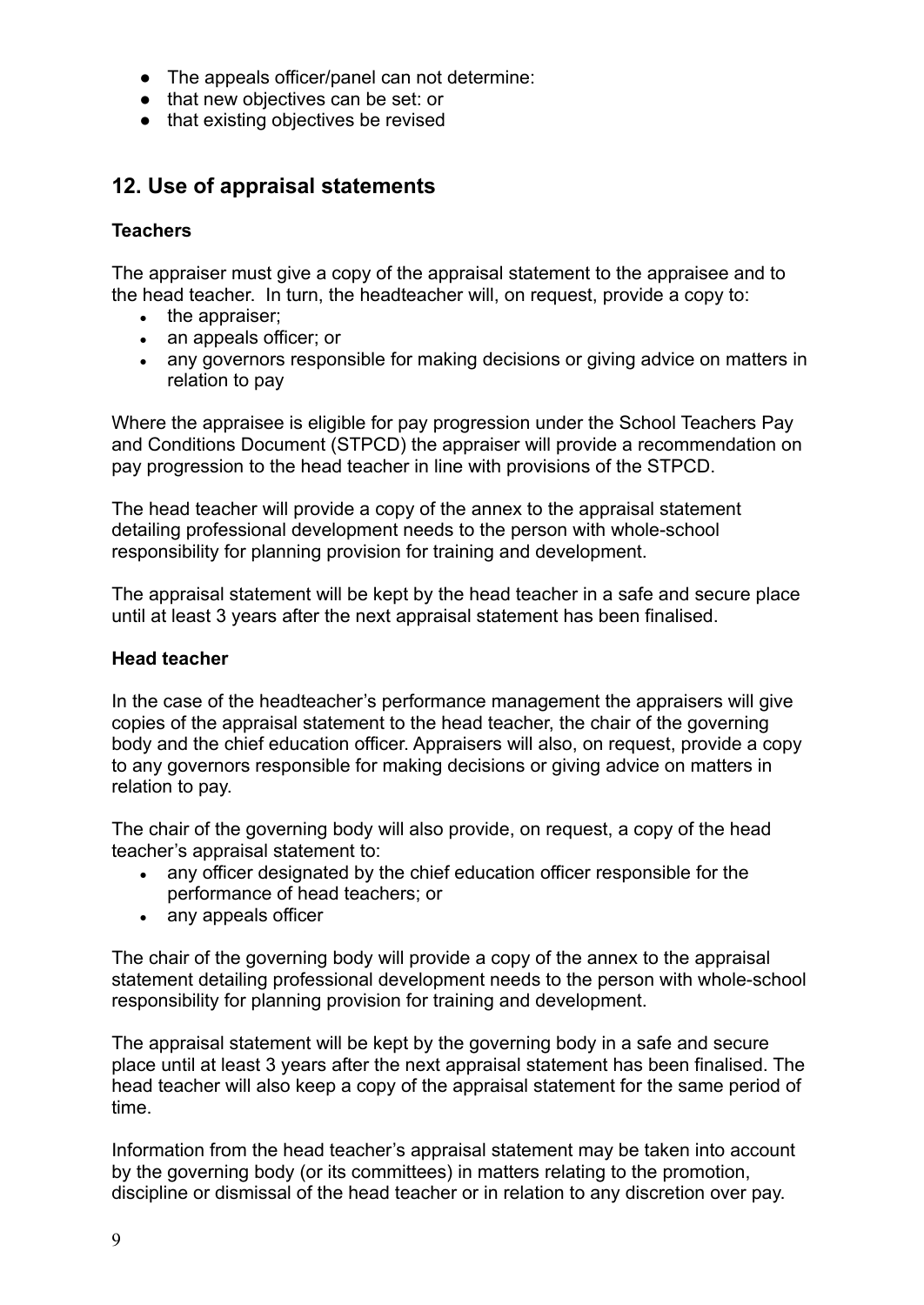- The appeals officer/panel can not determine:
- that new objectives can be set: or
- that existing objectives be revised

## 12. Use of appraisal statements

**Teachers**

The appraiser must give a copy of the appraisal statement to the appraisee and to the head teacher. In turn, the headteacher will, on request, provide a copy to:

- the appraiser;
- an appeals officer; or
- any governors responsible for making decisions or giving advice on matters in relation to pay

Where the appraisee is eligible for pay progression under the School Teachers Pay and Conditions Document (STPCD) the appraiser will provide a recommendation on pay progression to the head teacher in line with provisions of the STPCD.

The head teacher will provide a copy of the annex to the appraisal statement detailing professional development needs to the person with whole-school responsibility for planning provision for training and development.

The appraisal statement will be kept by the head teacher in a safe and secure place until at least 3 years after the next appraisal statement has been finalised.

**Head teacher**

In the case of the headteacher's performance management the appraisers will give copies of the appraisal statement to the head teacher, the chair of the governing body and the chief education officer. Appraisers will also, on request, provide a copy to any governors responsible for making decisions or giving advice on matters in relation to pay.

The chair of the governing body will also provide, on request, a copy of the head teacher's appraisal statement to:

- any officer designated by the chief education officer responsible for the performance of head teachers; or
- any appeals officer

The chair of the governing body will provide a copy of the annex to the appraisal statement detailing professional development needs to the person with whole-school responsibility for planning provision for training and development.

The appraisal statement will be kept by the governing body in a safe and secure place until at least 3 years after the next appraisal statement has been finalised. The head teacher will also keep a copy of the appraisal statement for the same period of time.

Information from the head teacher's appraisal statement may be taken into account by the governing body (or its committees) in matters relating to the promotion, discipline or dismissal of the head teacher or in relation to any discretion over pay.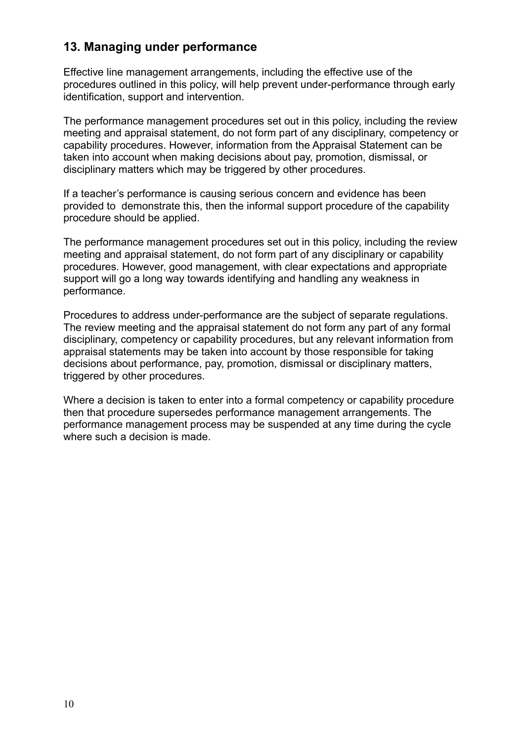## 13. Managing under performance

Effective line management arrangements, including the effective use of the procedures outlined in this policy, will help prevent under-performance through early identification, support and intervention.

The performance management procedures set out in this policy, including the review meeting and appraisal statement, do not form part of any disciplinary, competency or capability procedures. However, information from the Appraisal Statement can be taken into account when making decisions about pay, promotion, dismissal, or disciplinary matters which may be triggered by other procedures.

If a teacher's performance is causing serious concern and evidence has been provided to demonstrate this, then the informal support procedure of the capability procedure should be applied.

The performance management procedures set out in this policy, including the review meeting and appraisal statement, do not form part of any disciplinary or capability procedures. However, good management, with clear expectations and appropriate support will go a long way towards identifying and handling any weakness in performance.

Procedures to address under-performance are the subject of separate regulations. The review meeting and the appraisal statement do not form any part of any formal disciplinary, competency or capability procedures, but any relevant information from appraisal statements may be taken into account by those responsible for taking decisions about performance, pay, promotion, dismissal or disciplinary matters, triggered by other procedures.

Where a decision is taken to enter into a formal competency or capability procedure then that procedure supersedes performance management arrangements. The performance management process may be suspended at any time during the cycle where such a decision is made.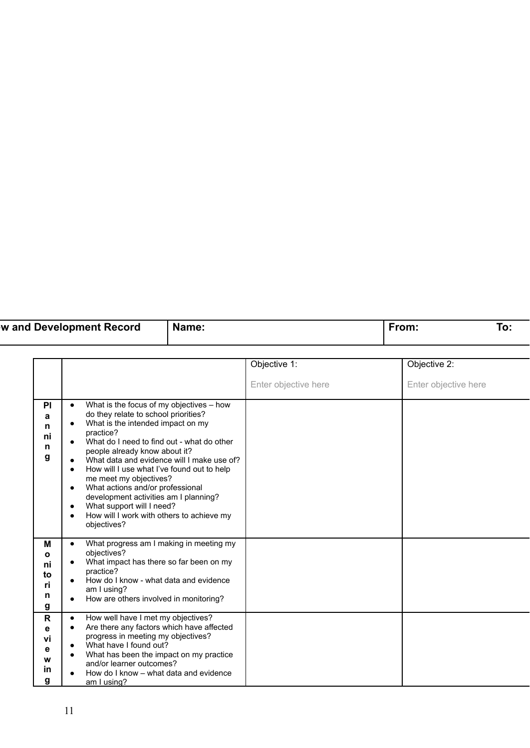| w and Development Record | Name: | From: To: |
|---|---|---|

| | | Objective 1:<br><br>Enter objective here | Objective 2:<br><br>Enter objective here |
|---|---|---|---|
| **Planning** | • What is the focus of my objectives – how do they relate to school priorities?<br>• What is the intended impact on my practice?<br>• What do I need to find out - what do other people already know about it?<br>• What data and evidence will I make use of?<br>• How will I use what I've found out to help me meet my objectives?<br>• What actions and/or professional development activities am I planning?<br>• What support will I need?<br>• How will I work with others to achieve my objectives? | | |
| **Monitoring** | • What progress am I making in meeting my objectives?<br>• What impact has there so far been on my practice?<br>• How do I know - what data and evidence am I using?<br>• How are others involved in monitoring? | | |
| **Reviewing** | • How well have I met my objectives?<br>• Are there any factors which have affected progress in meeting my objectives?<br>• What have I found out?<br>• What has been the impact on my practice and/or learner outcomes?<br>• How do I know – what data and evidence am I using? | | |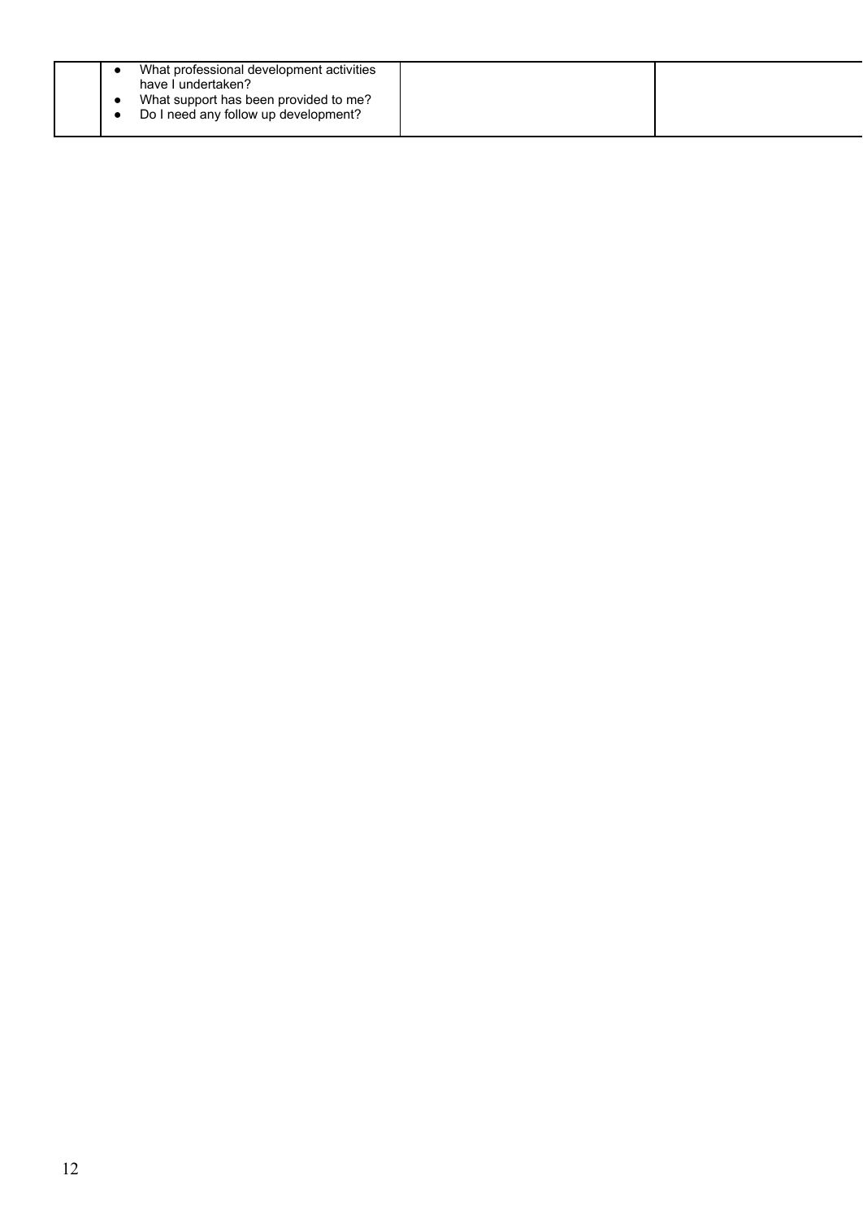| | | | |
|---|---|---|---|
| | <ul><li>What professional development activities have I undertaken?</li><li>What support has been provided to me?</li><li>Do I need any follow up development?</li></ul> | | |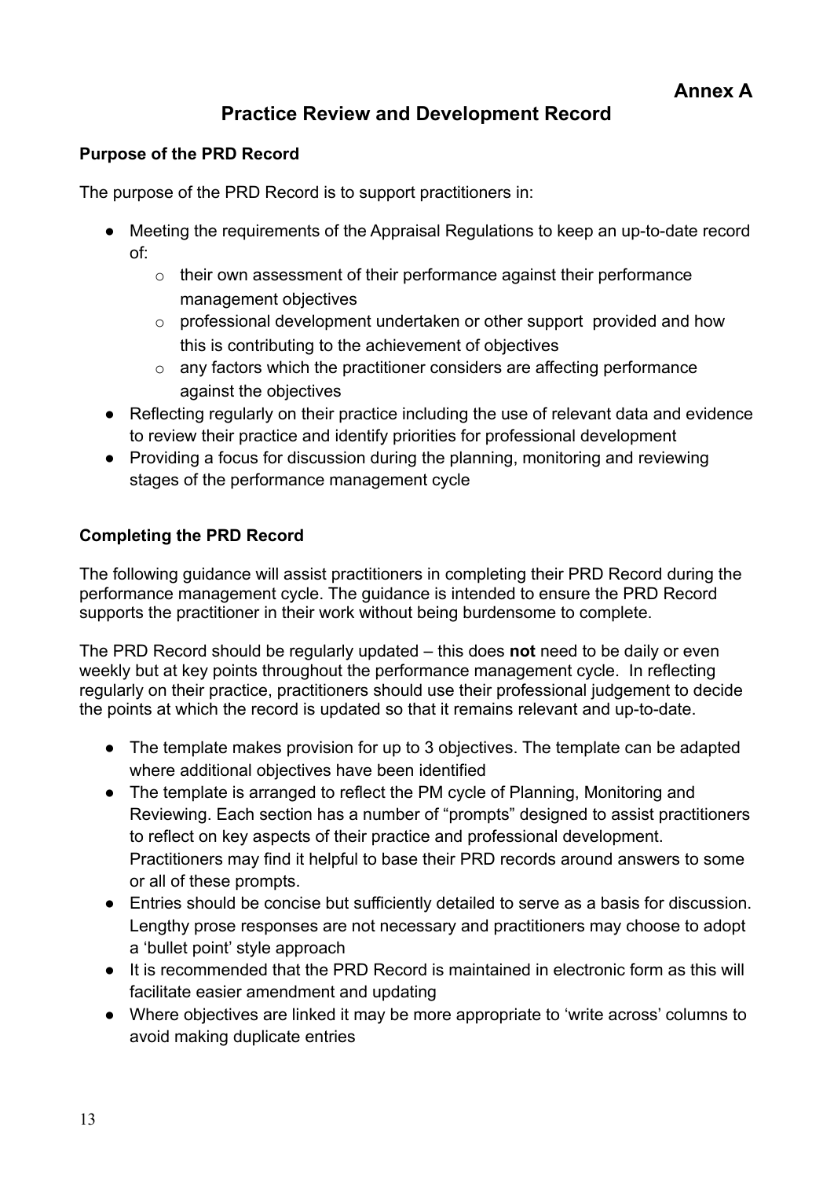**Annex A**

# Practice Review and Development Record

### Purpose of the PRD Record

The purpose of the PRD Record is to support practitioners in:

- Meeting the requirements of the Appraisal Regulations to keep an up-to-date record of:
    - their own assessment of their performance against their performance management objectives
    - professional development undertaken or other support provided and how this is contributing to the achievement of objectives
    - any factors which the practitioner considers are affecting performance against the objectives
- Reflecting regularly on their practice including the use of relevant data and evidence to review their practice and identify priorities for professional development
- Providing a focus for discussion during the planning, monitoring and reviewing stages of the performance management cycle

### Completing the PRD Record

The following guidance will assist practitioners in completing their PRD Record during the performance management cycle. The guidance is intended to ensure the PRD Record supports the practitioner in their work without being burdensome to complete.

The PRD Record should be regularly updated – this does **not** need to be daily or even weekly but at key points throughout the performance management cycle. In reflecting regularly on their practice, practitioners should use their professional judgement to decide the points at which the record is updated so that it remains relevant and up-to-date.

- The template makes provision for up to 3 objectives. The template can be adapted where additional objectives have been identified
- The template is arranged to reflect the PM cycle of Planning, Monitoring and Reviewing. Each section has a number of "prompts" designed to assist practitioners to reflect on key aspects of their practice and professional development. Practitioners may find it helpful to base their PRD records around answers to some or all of these prompts.
- Entries should be concise but sufficiently detailed to serve as a basis for discussion. Lengthy prose responses are not necessary and practitioners may choose to adopt a 'bullet point' style approach
- It is recommended that the PRD Record is maintained in electronic form as this will facilitate easier amendment and updating
- Where objectives are linked it may be more appropriate to 'write across' columns to avoid making duplicate entries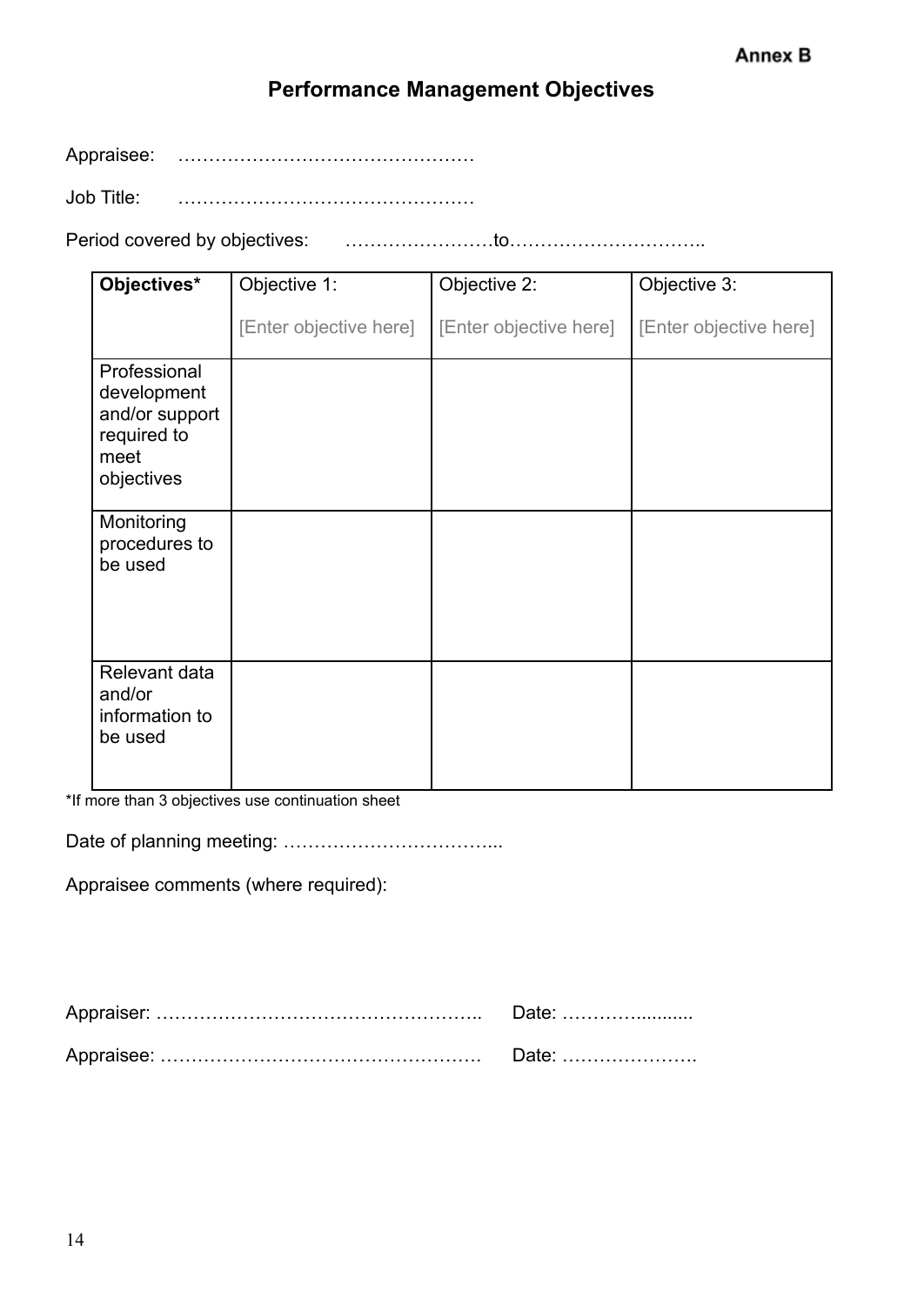Annex B

## Performance Management Objectives

Appraisee: …………………………………………

Job Title: …………………………………………

Period covered by objectives: ……………………to…………………………..

| **Objectives*** | Objective 1: [Enter objective here] | Objective 2: [Enter objective here] | Objective 3: [Enter objective here] |
|---|---|---|---|
| Professional development and/or support required to meet objectives | | | |
| Monitoring procedures to be used | | | |
| Relevant data and/or information to be used | | | |

*If more than 3 objectives use continuation sheet

Date of planning meeting: ……………………………...

Appraisee comments (where required):

Appraiser: …………………………………………….. Date: ……….........

Appraisee: ……………………………………………. Date: ………………….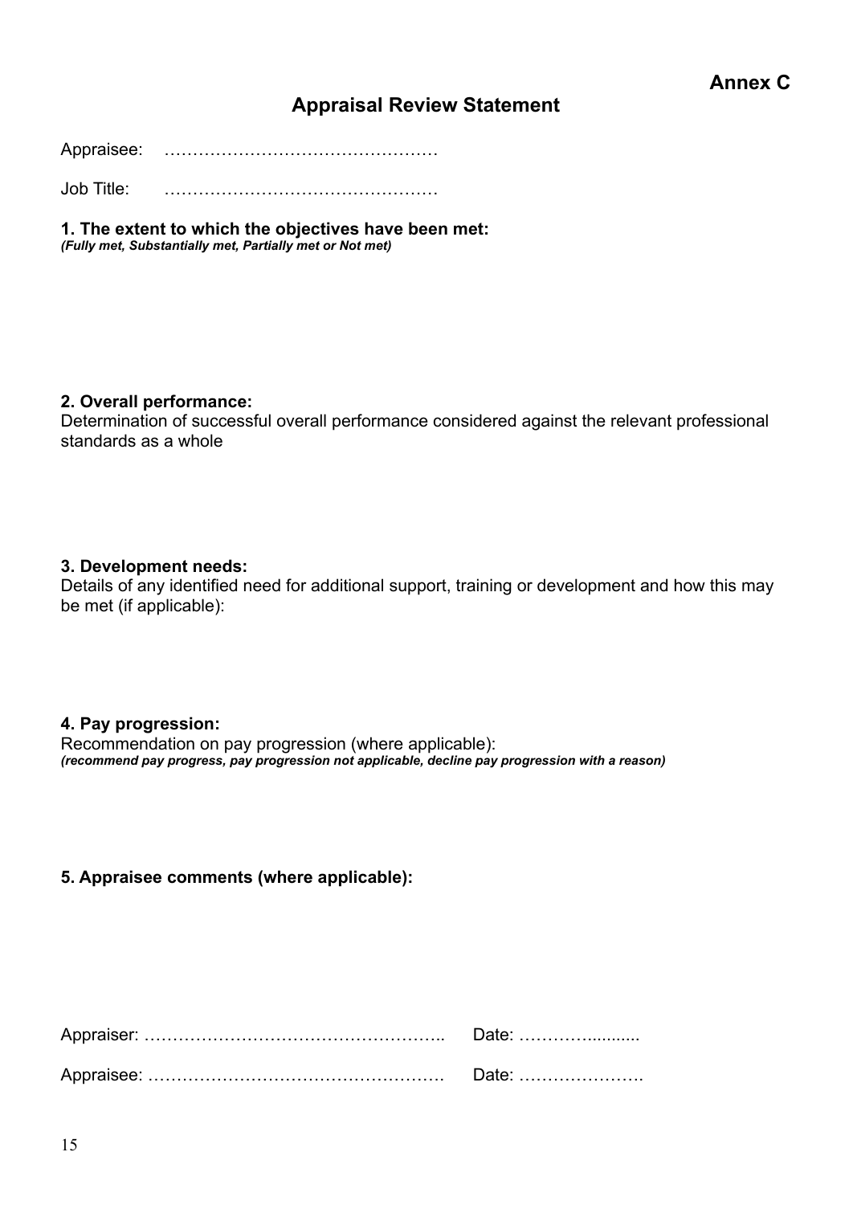**Annex C**

# Appraisal Review Statement

Appraisee: …………………………………………

Job Title: …………………………………………

**1. The extent to which the objectives have been met:**
***(Fully met, Substantially met, Partially met or Not met)***

**2. Overall performance:**
Determination of successful overall performance considered against the relevant professional standards as a whole

**3. Development needs:**
Details of any identified need for additional support, training or development and how this may be met (if applicable):

**4. Pay progression:**
Recommendation on pay progression (where applicable):
***(recommend pay progress, pay progression not applicable, decline pay progression with a reason)***

**5. Appraisee comments (where applicable):**

Appraiser: …………………………………………….. Date: ………...........

Appraisee: ……………………………………………. Date: ………………….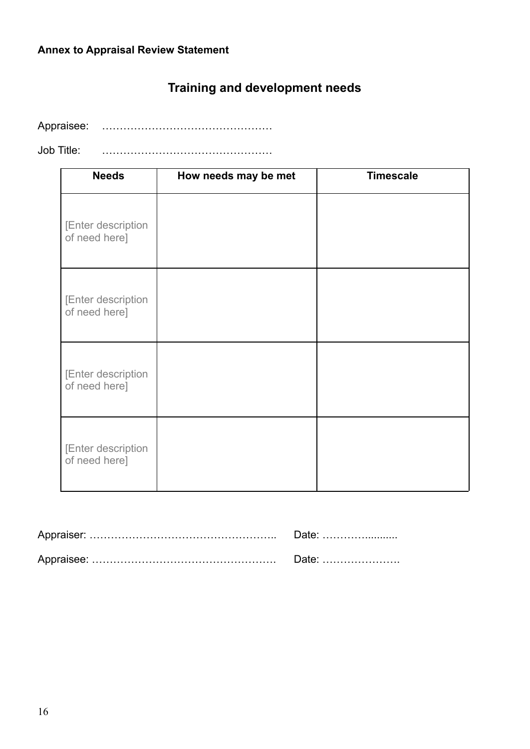**Annex to Appraisal Review Statement**

## Training and development needs

Appraisee: …………………………………………

Job Title: …………………………………………

| Needs | How needs may be met | Timescale |
|---|---|---|
| [Enter description of need here] | | |
| [Enter description of need here] | | |
| [Enter description of need here] | | |
| [Enter description of need here] | | |

Appraiser: …………………………………………….. Date: ……………..........

Appraisee: ……………………………………………. Date: ………………….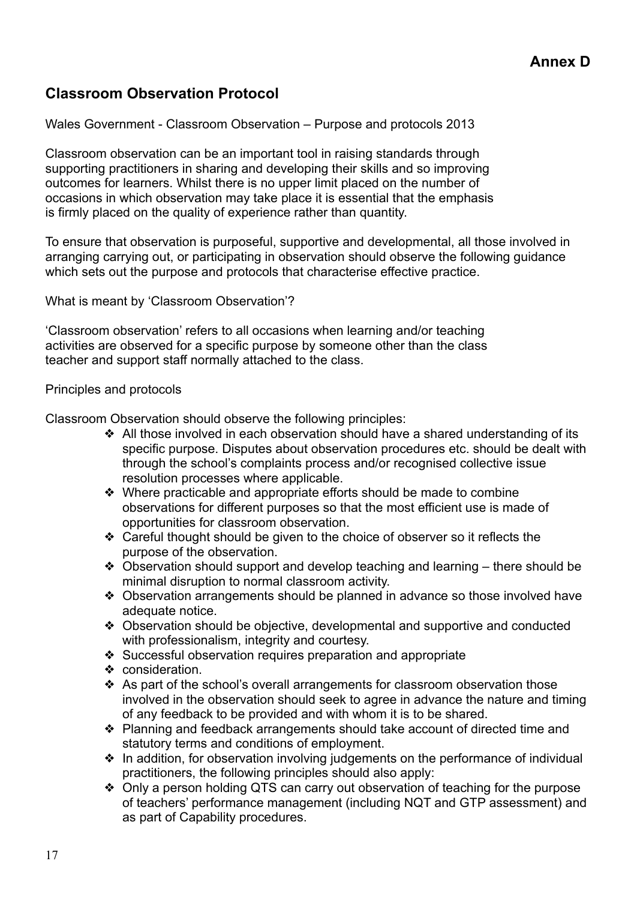**Annex D**

## Classroom Observation Protocol

Wales Government - Classroom Observation – Purpose and protocols 2013

Classroom observation can be an important tool in raising standards through supporting practitioners in sharing and developing their skills and so improving outcomes for learners. Whilst there is no upper limit placed on the number of occasions in which observation may take place it is essential that the emphasis is firmly placed on the quality of experience rather than quantity.

To ensure that observation is purposeful, supportive and developmental, all those involved in arranging carrying out, or participating in observation should observe the following guidance which sets out the purpose and protocols that characterise effective practice.

What is meant by 'Classroom Observation'?

'Classroom observation' refers to all occasions when learning and/or teaching activities are observed for a specific purpose by someone other than the class teacher and support staff normally attached to the class.

Principles and protocols

Classroom Observation should observe the following principles:

- All those involved in each observation should have a shared understanding of its specific purpose. Disputes about observation procedures etc. should be dealt with through the school's complaints process and/or recognised collective issue resolution processes where applicable.
- Where practicable and appropriate efforts should be made to combine observations for different purposes so that the most efficient use is made of opportunities for classroom observation.
- Careful thought should be given to the choice of observer so it reflects the purpose of the observation.
- Observation should support and develop teaching and learning – there should be minimal disruption to normal classroom activity.
- Observation arrangements should be planned in advance so those involved have adequate notice.
- Observation should be objective, developmental and supportive and conducted with professionalism, integrity and courtesy.
- Successful observation requires preparation and appropriate
- consideration.
- As part of the school's overall arrangements for classroom observation those involved in the observation should seek to agree in advance the nature and timing of any feedback to be provided and with whom it is to be shared.
- Planning and feedback arrangements should take account of directed time and statutory terms and conditions of employment.
- In addition, for observation involving judgements on the performance of individual practitioners, the following principles should also apply:
- Only a person holding QTS can carry out observation of teaching for the purpose of teachers' performance management (including NQT and GTP assessment) and as part of Capability procedures.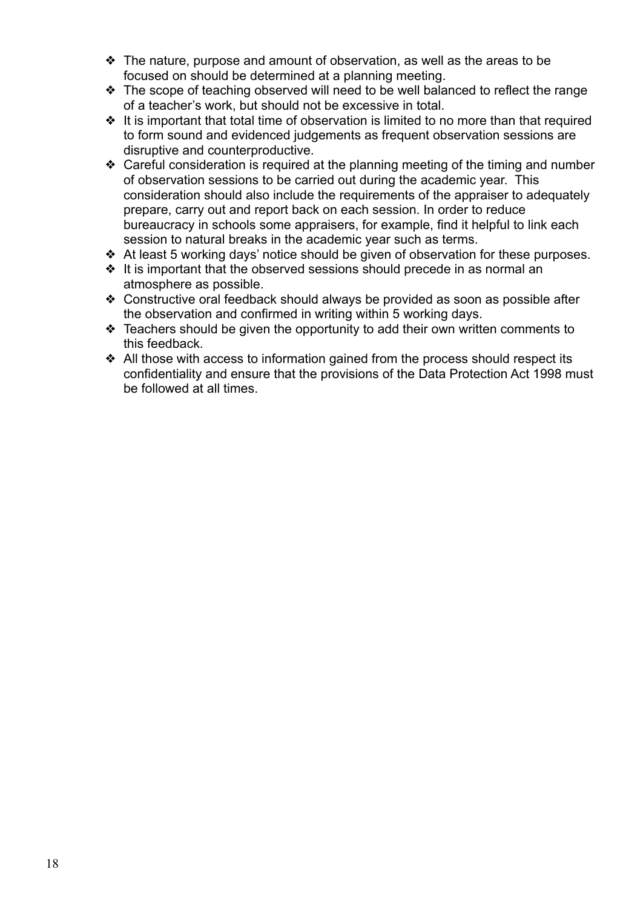- The nature, purpose and amount of observation, as well as the areas to be focused on should be determined at a planning meeting.
- The scope of teaching observed will need to be well balanced to reflect the range of a teacher's work, but should not be excessive in total.
- It is important that total time of observation is limited to no more than that required to form sound and evidenced judgements as frequent observation sessions are disruptive and counterproductive.
- Careful consideration is required at the planning meeting of the timing and number of observation sessions to be carried out during the academic year. This consideration should also include the requirements of the appraiser to adequately prepare, carry out and report back on each session. In order to reduce bureaucracy in schools some appraisers, for example, find it helpful to link each session to natural breaks in the academic year such as terms.
- At least 5 working days' notice should be given of observation for these purposes.
- It is important that the observed sessions should precede in as normal an atmosphere as possible.
- Constructive oral feedback should always be provided as soon as possible after the observation and confirmed in writing within 5 working days.
- Teachers should be given the opportunity to add their own written comments to this feedback.
- All those with access to information gained from the process should respect its confidentiality and ensure that the provisions of the Data Protection Act 1998 must be followed at all times.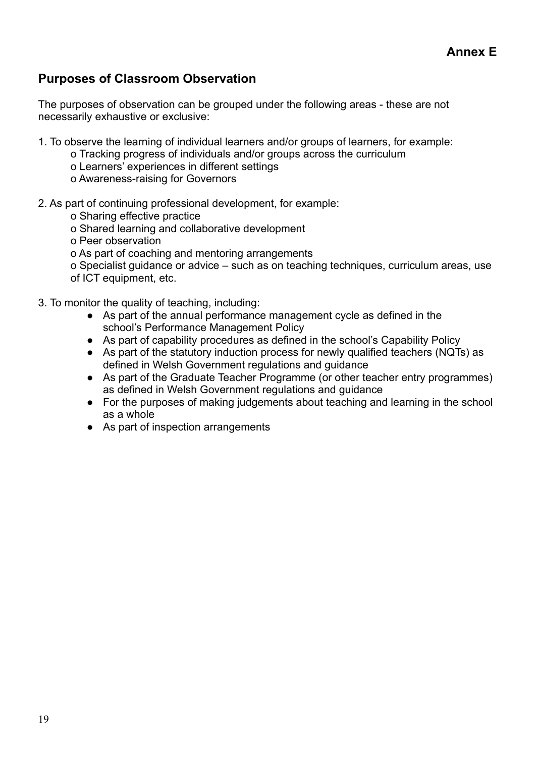**Annex E**

## Purposes of Classroom Observation

The purposes of observation can be grouped under the following areas - these are not necessarily exhaustive or exclusive:

1. To observe the learning of individual learners and/or groups of learners, for example:
    - o Tracking progress of individuals and/or groups across the curriculum
    - o Learners' experiences in different settings
    - o Awareness-raising for Governors

2. As part of continuing professional development, for example:
    - o Sharing effective practice
    - o Shared learning and collaborative development
    - o Peer observation
    - o As part of coaching and mentoring arrangements
    - o Specialist guidance or advice – such as on teaching techniques, curriculum areas, use of ICT equipment, etc.

3. To monitor the quality of teaching, including:
    - As part of the annual performance management cycle as defined in the school's Performance Management Policy
    - As part of capability procedures as defined in the school's Capability Policy
    - As part of the statutory induction process for newly qualified teachers (NQTs) as defined in Welsh Government regulations and guidance
    - As part of the Graduate Teacher Programme (or other teacher entry programmes) as defined in Welsh Government regulations and guidance
    - For the purposes of making judgements about teaching and learning in the school as a whole
    - As part of inspection arrangements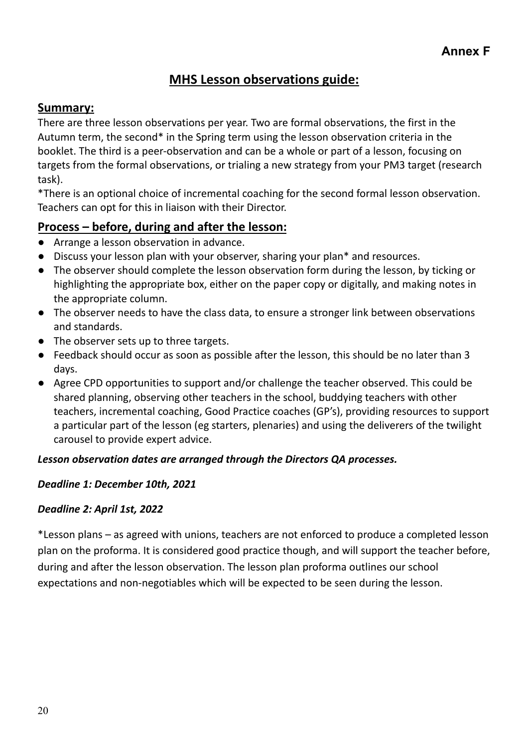**Annex F**

# MHS Lesson observations guide:

## Summary:

There are three lesson observations per year. Two are formal observations, the first in the Autumn term, the second* in the Spring term using the lesson observation criteria in the booklet. The third is a peer-observation and can be a whole or part of a lesson, focusing on targets from the formal observations, or trialing a new strategy from your PM3 target (research task).

*There is an optional choice of incremental coaching for the second formal lesson observation. Teachers can opt for this in liaison with their Director.

## Process – before, during and after the lesson:

- Arrange a lesson observation in advance.
- Discuss your lesson plan with your observer, sharing your plan* and resources.
- The observer should complete the lesson observation form during the lesson, by ticking or highlighting the appropriate box, either on the paper copy or digitally, and making notes in the appropriate column.
- The observer needs to have the class data, to ensure a stronger link between observations and standards.
- The observer sets up to three targets.
- Feedback should occur as soon as possible after the lesson, this should be no later than 3 days.
- Agree CPD opportunities to support and/or challenge the teacher observed. This could be shared planning, observing other teachers in the school, buddying teachers with other teachers, incremental coaching, Good Practice coaches (GP's), providing resources to support a particular part of the lesson (eg starters, plenaries) and using the deliverers of the twilight carousel to provide expert advice.

***Lesson observation dates are arranged through the Directors QA processes.***

***Deadline 1: December 10th, 2021***

***Deadline 2: April 1st, 2022***

*Lesson plans – as agreed with unions, teachers are not enforced to produce a completed lesson plan on the proforma. It is considered good practice though, and will support the teacher before, during and after the lesson observation. The lesson plan proforma outlines our school expectations and non-negotiables which will be expected to be seen during the lesson.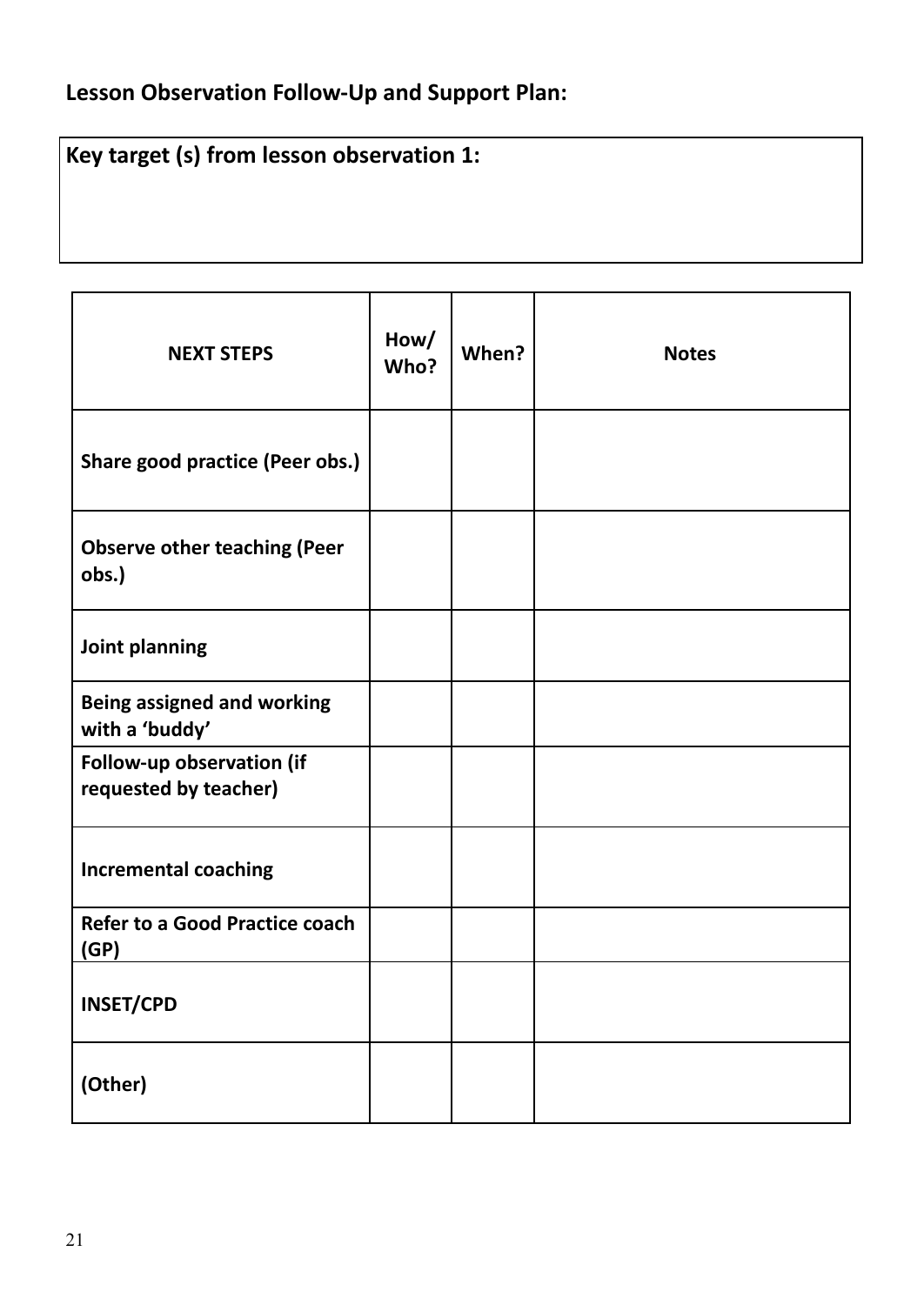## Lesson Observation Follow-Up and Support Plan:

**Key target (s) from lesson observation 1:**

| NEXT STEPS | How/ Who? | When? | Notes |
|---|---|---|---|
| **Share good practice (Peer obs.)** | | | |
| **Observe other teaching (Peer obs.)** | | | |
| **Joint planning** | | | |
| **Being assigned and working with a 'buddy'** | | | |
| **Follow-up observation (if requested by teacher)** | | | |
| **Incremental coaching** | | | |
| **Refer to a Good Practice coach (GP)** | | | |
| **INSET/CPD** | | | |
| **(Other)** | | | |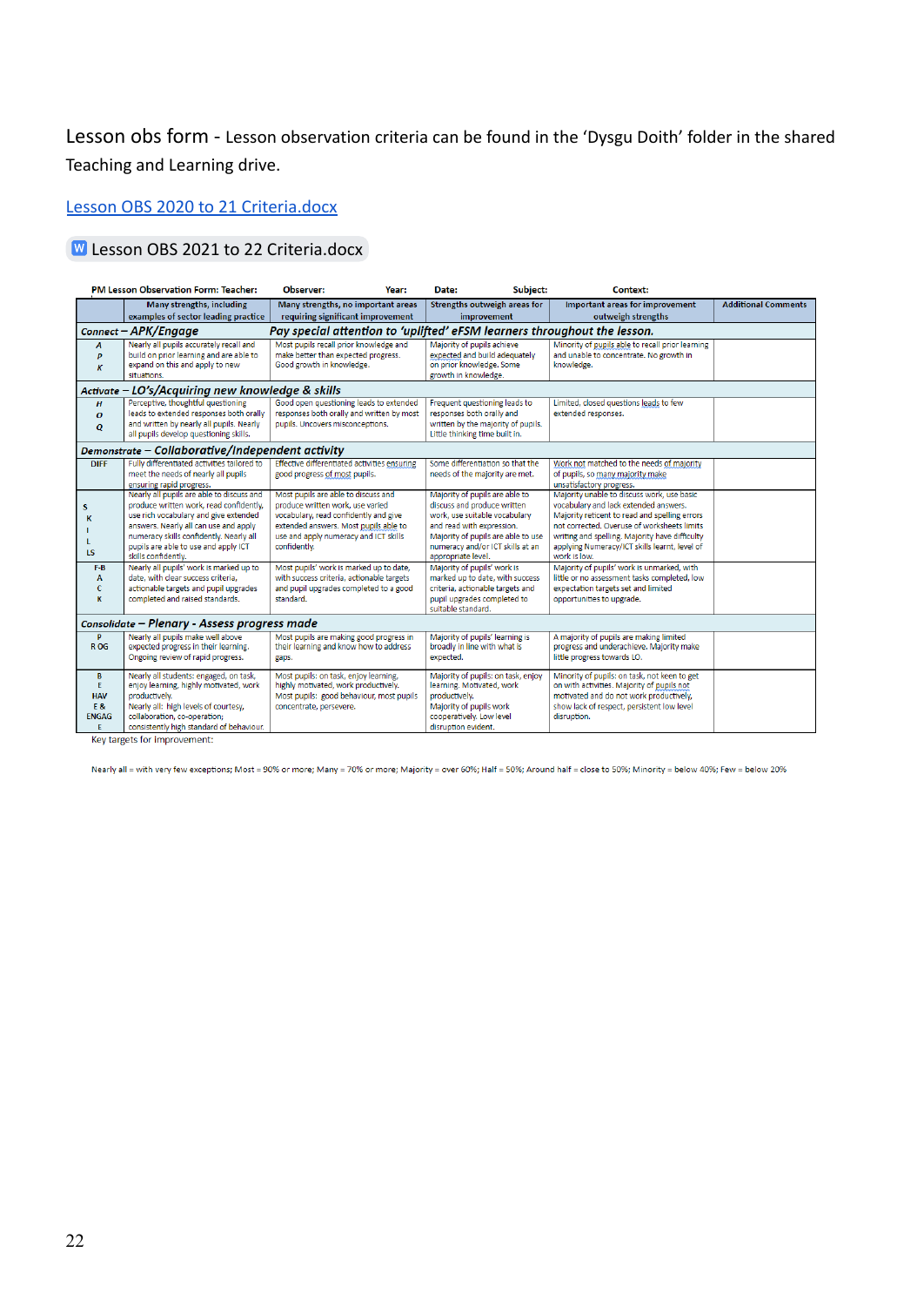Lesson obs form - Lesson observation criteria can be found in the 'Dysgu Doith' folder in the shared Teaching and Learning drive.

[Lesson OBS 2020 to 21 Criteria.docx]

Lesson OBS 2021 to 22 Criteria.docx

PM Lesson Observation Form: Teacher: Observer: Year: Date: Subject: Context:

| | Many strengths, including examples of sector leading practice | Many strengths, no important areas requiring significant improvement | Strengths outweigh areas for improvement | Important areas for improvement outweigh strengths | Additional Comments |
|---|---|---|---|---|---|
| ***Connect – APK/Engage*** | ***Pay special attention to 'uplifted' eFSM learners throughout the lesson.*** | | | | |
| APK | Nearly all pupils accurately recall and build on prior learning and are able to expand on this and apply to new situations. | Most pupils recall prior knowledge and make better than expected progress. Good growth in knowledge. | Majority of pupils achieve expected and build adequately on prior knowledge. Some growth in knowledge. | Minority of pupils able to recall prior learning and unable to concentrate. No growth in knowledge. | |
| ***Activate – LO's/Acquiring new knowledge & skills*** | | | | | |
| HOQ | Perceptive, thoughtful questioning leads to extended responses both orally and written by nearly all pupils. Nearly all pupils develop questioning skills. | Good open questioning leads to extended responses both orally and written by most pupils. Uncovers misconceptions. | Frequent questioning leads to responses both orally and written by the majority of pupils. Little thinking time built in. | Limited, closed questions leads to few extended responses. | |
| ***Demonstrate – Collaborative/Independent activity*** | | | | | |
| DIFF | Fully differentiated activities tailored to meet the needs of nearly all pupils ensuring rapid progress. | Effective differentiated activities ensuring good progress of most pupils. | Some differentiation so that the needs of the majority are met. | Work not matched to the needs of majority of pupils, so many majority make unsatisfactory progress. | |
| SKILLS | Nearly all pupils are able to discuss and produce written work, read confidently, use rich vocabulary and give extended answers. Nearly all can use and apply numeracy skills confidently. Nearly all pupils are able to use and apply ICT skills confidently. | Most pupils are able to discuss and produce written work, use varied vocabulary, read confidently and give extended answers. Most pupils able to use and apply numeracy and ICT skills confidently. | Majority of pupils are able to discuss and produce written work, use suitable vocabulary and read with expression. Majority of pupils are able to use numeracy and/or ICT skills at an appropriate level. | Majority unable to discuss work, use basic vocabulary and lack extended answers. Majority reticent to read and spelling errors not corrected. Overuse of worksheets limits writing and spelling. Majority have difficulty applying Numeracy/ICT skills learnt, level of work is low. | |
| F-B A C K | Nearly all pupils' work is marked up to date, with clear success criteria, actionable targets and pupil upgrades completed and raised standards. | Most pupils' work is marked up to date, with success criteria, actionable targets and pupil upgrades completed to a good standard. | Majority of pupils' work is marked up to date, with success criteria, actionable targets and pupil upgrades completed to suitable standard. | Majority of pupils' work is unmarked, with little or no assessment tasks completed, low expectation targets set and limited opportunities to upgrade. | |
| ***Consolidate – Plenary - Assess progress made*** | | | | | |
| P R OG | Nearly all pupils make well above expected progress in their learning. Ongoing review of rapid progress. | Most pupils are making good progress in their learning and know how to address gaps. | Majority of pupils' learning is broadly in line with what is expected. | A majority of pupils are making limited progress and underachieve. Majority make little progress towards LO. | |
| BEHAV E & ENGAGE | Nearly all students: engaged, on task, enjoy learning, highly motivated, work productively. Nearly all: high levels of courtesy, collaboration, co-operation; consistently high standard of behaviour. | Most pupils: on task, enjoy learning, highly motivated, work productively. Most pupils: good behaviour, most pupils concentrate, persevere. | Majority of pupils: on task, enjoy learning. Motivated, work productively. Majority of pupils work cooperatively. Low level disruption evident. | Minority of pupils: on task, not keen to get on with activities. Majority of pupils not motivated and do not work productively, show lack of respect, persistent low level disruption. | |

Key targets for improvement:

Nearly all = with very few exceptions; Most = 90% or more; Many = 70% or more; Majority = over 60%; Half = 50%; Around half = close to 50%; Minority = below 40%; Few = below 20%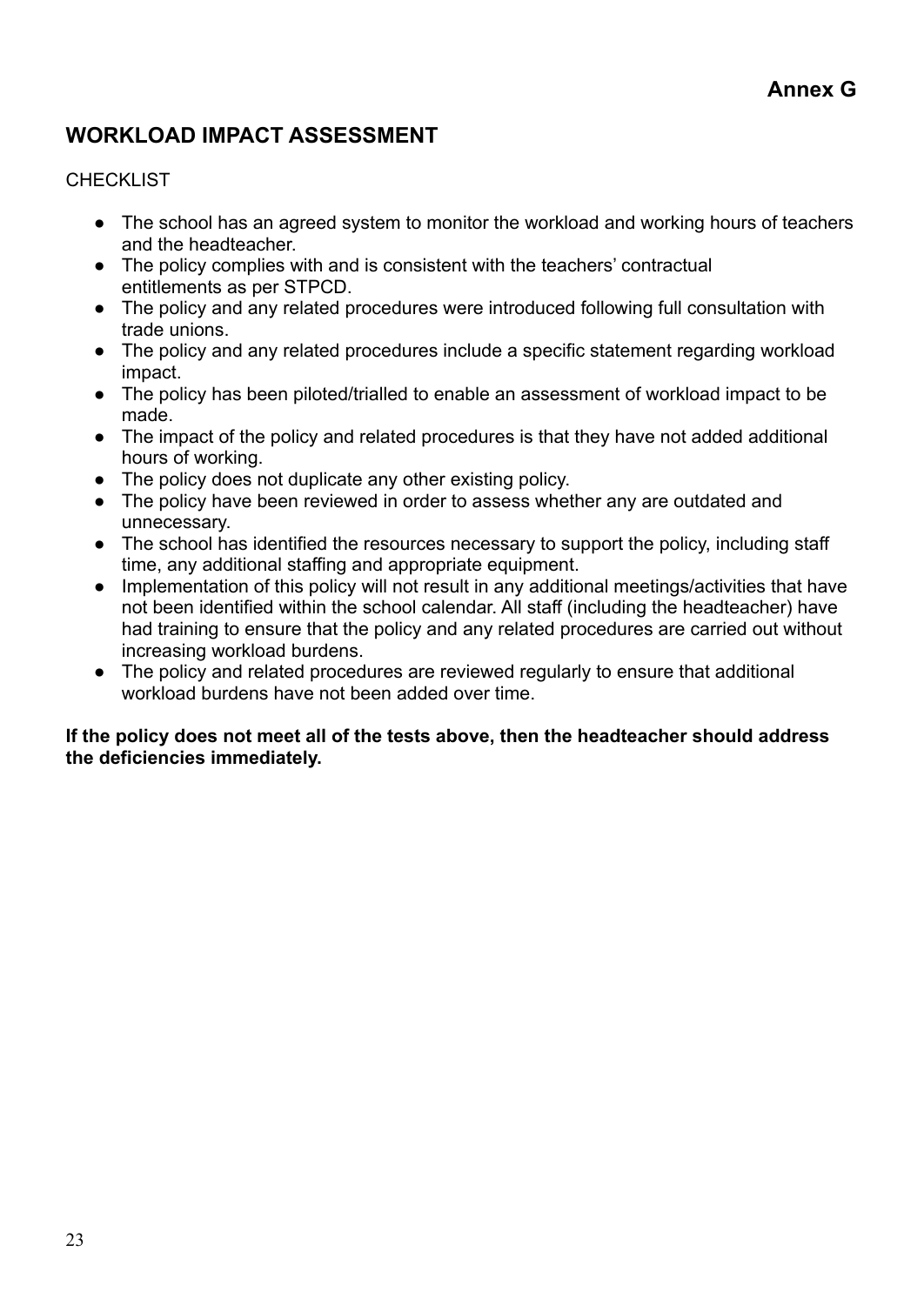**Annex G**

## WORKLOAD IMPACT ASSESSMENT

CHECKLIST

- The school has an agreed system to monitor the workload and working hours of teachers and the headteacher.
- The policy complies with and is consistent with the teachers' contractual entitlements as per STPCD.
- The policy and any related procedures were introduced following full consultation with trade unions.
- The policy and any related procedures include a specific statement regarding workload impact.
- The policy has been piloted/trialled to enable an assessment of workload impact to be made.
- The impact of the policy and related procedures is that they have not added additional hours of working.
- The policy does not duplicate any other existing policy.
- The policy have been reviewed in order to assess whether any are outdated and unnecessary.
- The school has identified the resources necessary to support the policy, including staff time, any additional staffing and appropriate equipment.
- Implementation of this policy will not result in any additional meetings/activities that have not been identified within the school calendar. All staff (including the headteacher) have had training to ensure that the policy and any related procedures are carried out without increasing workload burdens.
- The policy and related procedures are reviewed regularly to ensure that additional workload burdens have not been added over time.

**If the policy does not meet all of the tests above, then the headteacher should address the deficiencies immediately.**